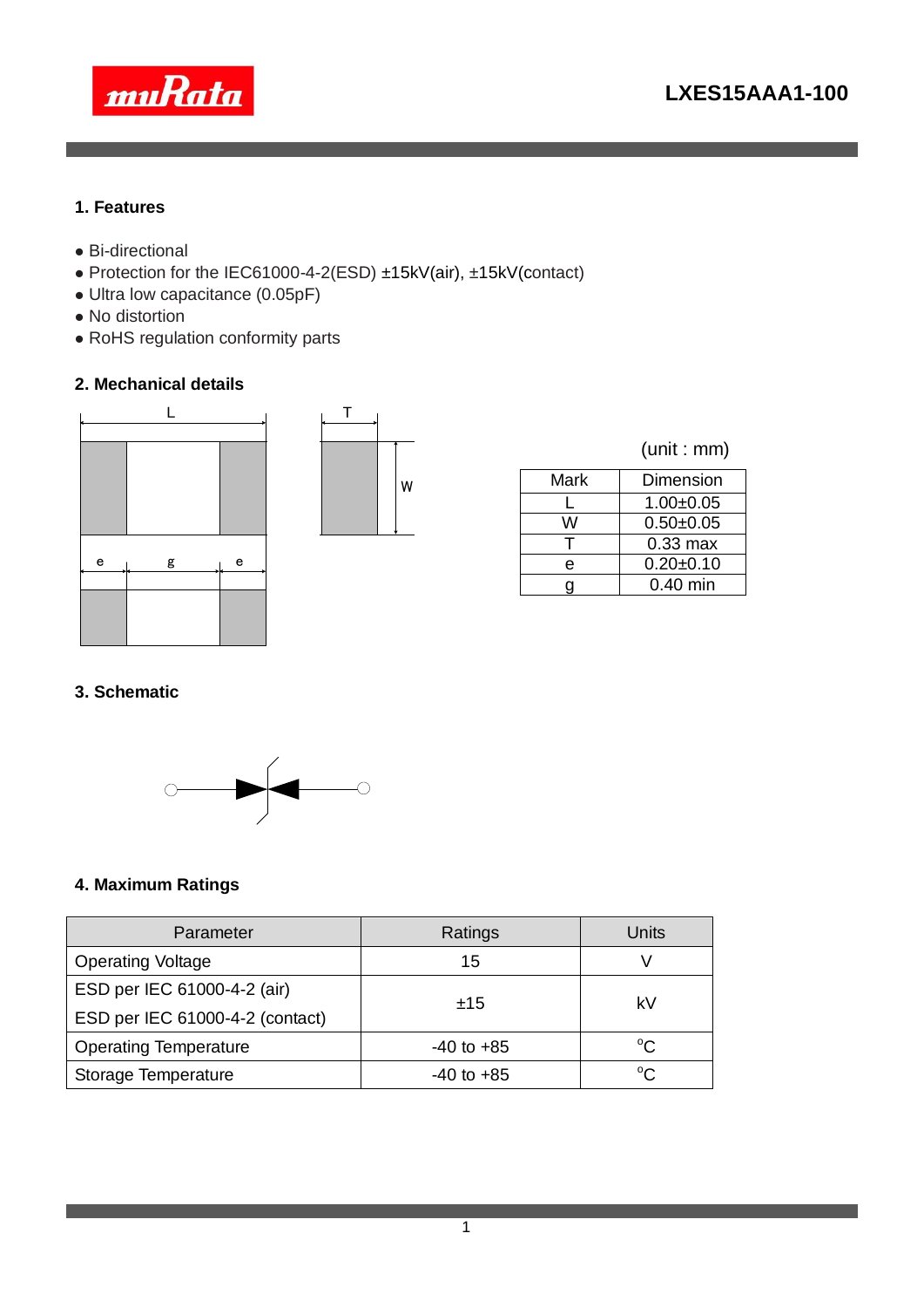# LXES15AAA1-100

## 1. Features

- Bi-directional
- Protection for the IEC61000-4-2(ESD) ±15kV(air), ±15kV(contact)
- Ultra low capacitance (0.05pF)
- No distortion
- RoHS regulation conformity parts

## 2. Mechanical details

(unit : mm)

| Mark | Dimension |
|---|---|
| L | 1.00±0.05 |
| W | 0.50±0.05 |
| T | 0.33 max |
| e | 0.20±0.10 |
| g | 0.40 min |

## 3. Schematic

## 4. Maximum Ratings

| Parameter | Ratings | Units |
|---|---|---|
| Operating Voltage | 15 | V |
| ESD per IEC 61000-4-2 (air)<br>ESD per IEC 61000-4-2 (contact) | ±15 | kV |
| Operating Temperature | -40 to +85 | °C |
| Storage Temperature | -40 to +85 | °C |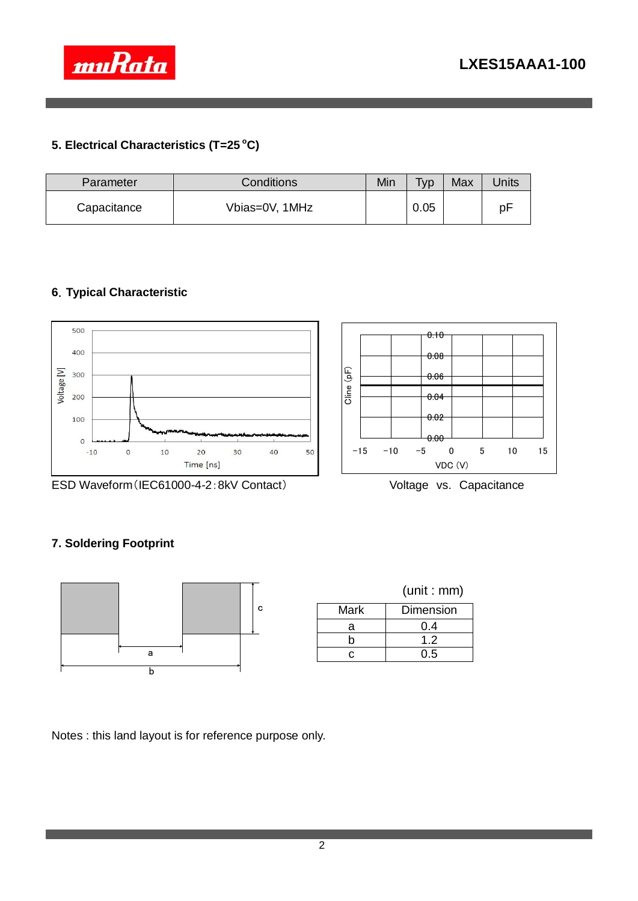## 5. Electrical Characteristics (T=25 °C)

| Parameter | Conditions | Min | Typ | Max | Units |
| --- | --- | --- | --- | --- | --- |
| Capacitance | Vbias=0V, 1MHz | | 0.05 | | pF |

## 6. Typical Characteristic

ESD Waveform（IEC61000-4-2：8kV Contact）

Voltage vs. Capacitance

## 7. Soldering Footprint

(unit : mm)

| Mark | Dimension |
| --- | --- |
| a | 0.4 |
| b | 1.2 |
| c | 0.5 |

Notes : this land layout is for reference purpose only.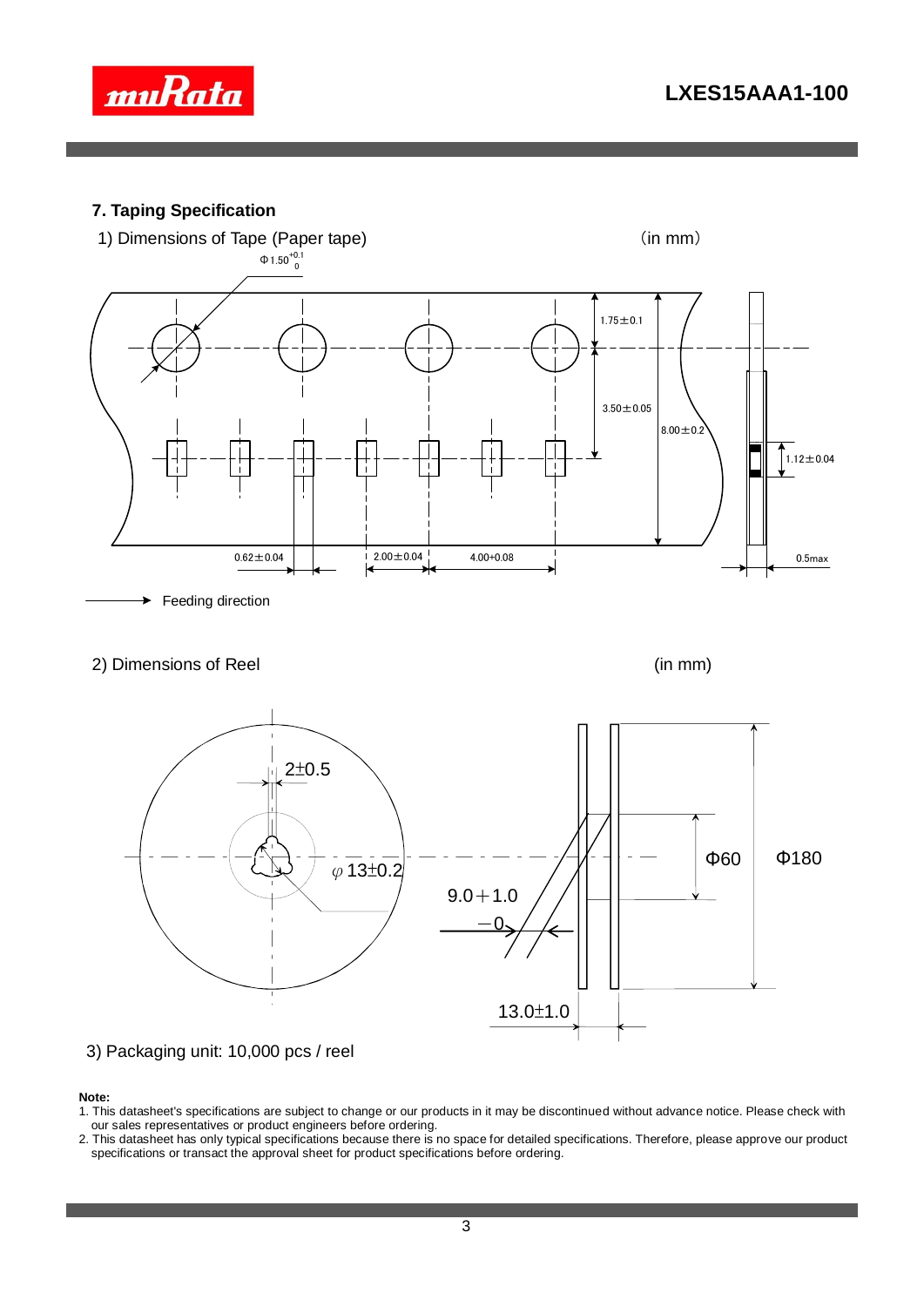## 7. Taping Specification

1) Dimensions of Tape (Paper tape)

(in mm)

Φ1.50 $^{+0.1}_{0}$

1.75±0.1

3.50±0.05

8.00±0.2

1.12±0.04

0.62±0.04

2.00±0.04

4.00+0.08

0.5max

Feeding direction

2) Dimensions of Reel

(in mm)

2±0.5

φ 13±0.2

9.0+1.0
−0

Φ60

Φ180

13.0±1.0

3) Packaging unit: 10,000 pcs / reel

**Note:**

1. This datasheet's specifications are subject to change or our products in it may be discontinued without advance notice. Please check with our sales representatives or product engineers before ordering.
2. This datasheet has only typical specifications because there is no space for detailed specifications. Therefore, please approve our product specifications or transact the approval sheet for product specifications before ordering.